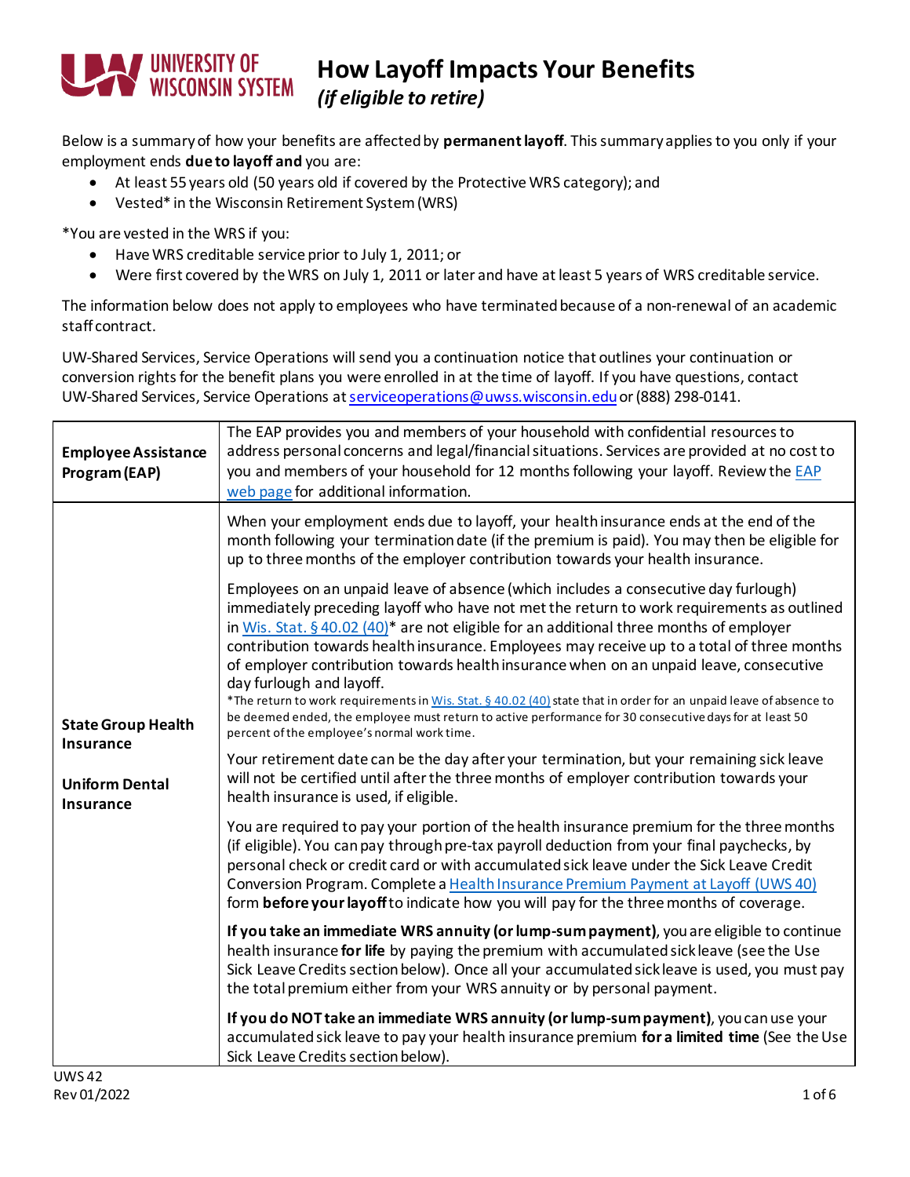# How Layoff Impacts Your Benefits

*(if eligible to retire)*

Below is a summary of how your benefits are affected by **permanent layoff**. This summary applies to you only if your employment ends **due to layoff and** you are:

- At least 55 years old (50 years old if covered by the Protective WRS category); and
- Vested* in the Wisconsin Retirement System (WRS)

*You are vested in the WRS if you:

- Have WRS creditable service prior to July 1, 2011; or
- Were first covered by the WRS on July 1, 2011 or later and have at least 5 years of WRS creditable service.

The information below does not apply to employees who have terminated because of a non-renewal of an academic staff contract.

UW-Shared Services, Service Operations will send you a continuation notice that outlines your continuation or conversion rights for the benefit plans you were enrolled in at the time of layoff. If you have questions, contact UW-Shared Services, Service Operations at serviceoperations@uwss.wisconsin.edu or (888) 298-0141.

| | |
|---|---|
| **Employee Assistance Program (EAP)** | The EAP provides you and members of your household with confidential resources to address personal concerns and legal/financial situations. Services are provided at no cost to you and members of your household for 12 months following your layoff. Review the EAP web page for additional information. |
| **State Group Health Insurance**<br><br>**Uniform Dental Insurance** | When your employment ends due to layoff, your health insurance ends at the end of the month following your termination date (if the premium is paid). You may then be eligible for up to three months of the employer contribution towards your health insurance.<br><br>Employees on an unpaid leave of absence (which includes a consecutive day furlough) immediately preceding layoff who have not met the return to work requirements as outlined in Wis. Stat. § 40.02 (40)* are not eligible for an additional three months of employer contribution towards health insurance. Employees may receive up to a total of three months of employer contribution towards health insurance when on an unpaid leave, consecutive day furlough and layoff.<br>*The return to work requirements in Wis. Stat. § 40.02 (40) state that in order for an unpaid leave of absence to be deemed ended, the employee must return to active performance for 30 consecutive days for at least 50 percent of the employee's normal work time.<br><br>Your retirement date can be the day after your termination, but your remaining sick leave will not be certified until after the three months of employer contribution towards your health insurance is used, if eligible.<br><br>You are required to pay your portion of the health insurance premium for the three months (if eligible). You can pay through pre-tax payroll deduction from your final paychecks, by personal check or credit card or with accumulated sick leave under the Sick Leave Credit Conversion Program. Complete a Health Insurance Premium Payment at Layoff (UWS 40) form **before your layoff** to indicate how you will pay for the three months of coverage.<br><br>**If you take an immediate WRS annuity (or lump-sum payment)**, you are eligible to continue health insurance **for life** by paying the premium with accumulated sick leave (see the Use Sick Leave Credits section below). Once all your accumulated sick leave is used, you must pay the total premium either from your WRS annuity or by personal payment.<br><br>**If you do NOT take an immediate WRS annuity (or lump-sum payment)**, you can use your accumulated sick leave to pay your health insurance premium **for a limited time** (See the Use Sick Leave Credits section below). |

UWS 42
Rev 01/2022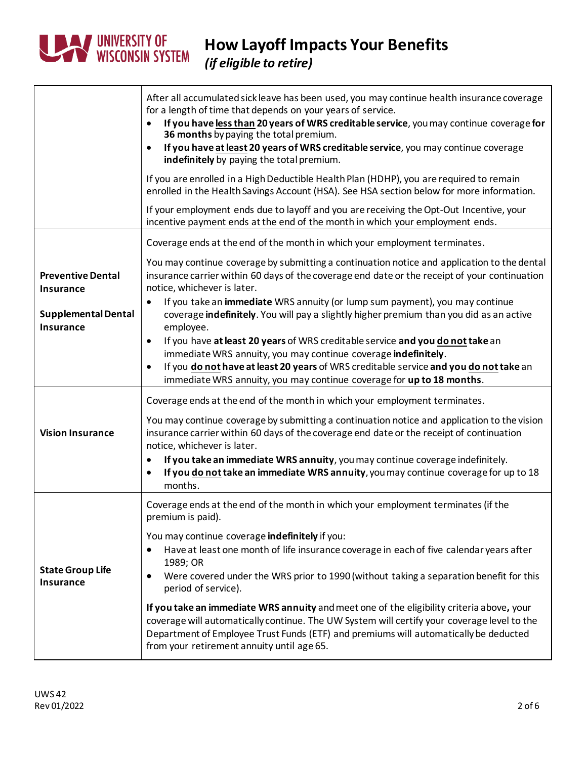# How Layoff Impacts Your Benefits

*(if eligible to retire)*

| | |
|---|---|
| | After all accumulated sick leave has been used, you may continue health insurance coverage for a length of time that depends on your years of service.<br>• **If you have <u>less than</u> 20 years of WRS creditable service**, you may continue coverage **for 36 months** by paying the total premium.<br>• **If you have <u>at least</u> 20 years of WRS creditable service**, you may continue coverage **indefinitely** by paying the total premium.<br><br>If you are enrolled in a High Deductible Health Plan (HDHP), you are required to remain enrolled in the Health Savings Account (HSA). See HSA section below for more information.<br><br>If your employment ends due to layoff and you are receiving the Opt-Out Incentive, your incentive payment ends at the end of the month in which your employment ends. |
| **Preventive Dental Insurance**<br><br>**Supplemental Dental Insurance** | Coverage ends at the end of the month in which your employment terminates.<br><br>You may continue coverage by submitting a continuation notice and application to the dental insurance carrier within 60 days of the coverage end date or the receipt of your continuation notice, whichever is later.<br>• If you take an **immediate** WRS annuity (or lump sum payment), you may continue coverage **indefinitely**. You will pay a slightly higher premium than you did as an active employee.<br>• If you have **at least 20 years** of WRS creditable service **and you <u>do not</u> take** an immediate WRS annuity, you may continue coverage **indefinitely**.<br>• If you **<u>do not</u> have at least 20 years** of WRS creditable service **and you <u>do not</u> take** an immediate WRS annuity, you may continue coverage for **up to 18 months**. |
| **Vision Insurance** | Coverage ends at the end of the month in which your employment terminates.<br><br>You may continue coverage by submitting a continuation notice and application to the vision insurance carrier within 60 days of the coverage end date or the receipt of continuation notice, whichever is later.<br>• **If you take an immediate WRS annuity**, you may continue coverage indefinitely.<br>• **If you <u>do not</u> take an immediate WRS annuity**, you may continue coverage for up to 18 months. |
| **State Group Life Insurance** | Coverage ends at the end of the month in which your employment terminates (if the premium is paid).<br><br>You may continue coverage **indefinitely** if you:<br>• Have at least one month of life insurance coverage in each of five calendar years after 1989; OR<br>• Were covered under the WRS prior to 1990 (without taking a separation benefit for this period of service).<br><br>**If you take an immediate WRS annuity** and meet one of the eligibility criteria above**,** your coverage will automatically continue. The UW System will certify your coverage level to the Department of Employee Trust Funds (ETF) and premiums will automatically be deducted from your retirement annuity until age 65. |

UWS 42
Rev 01/2022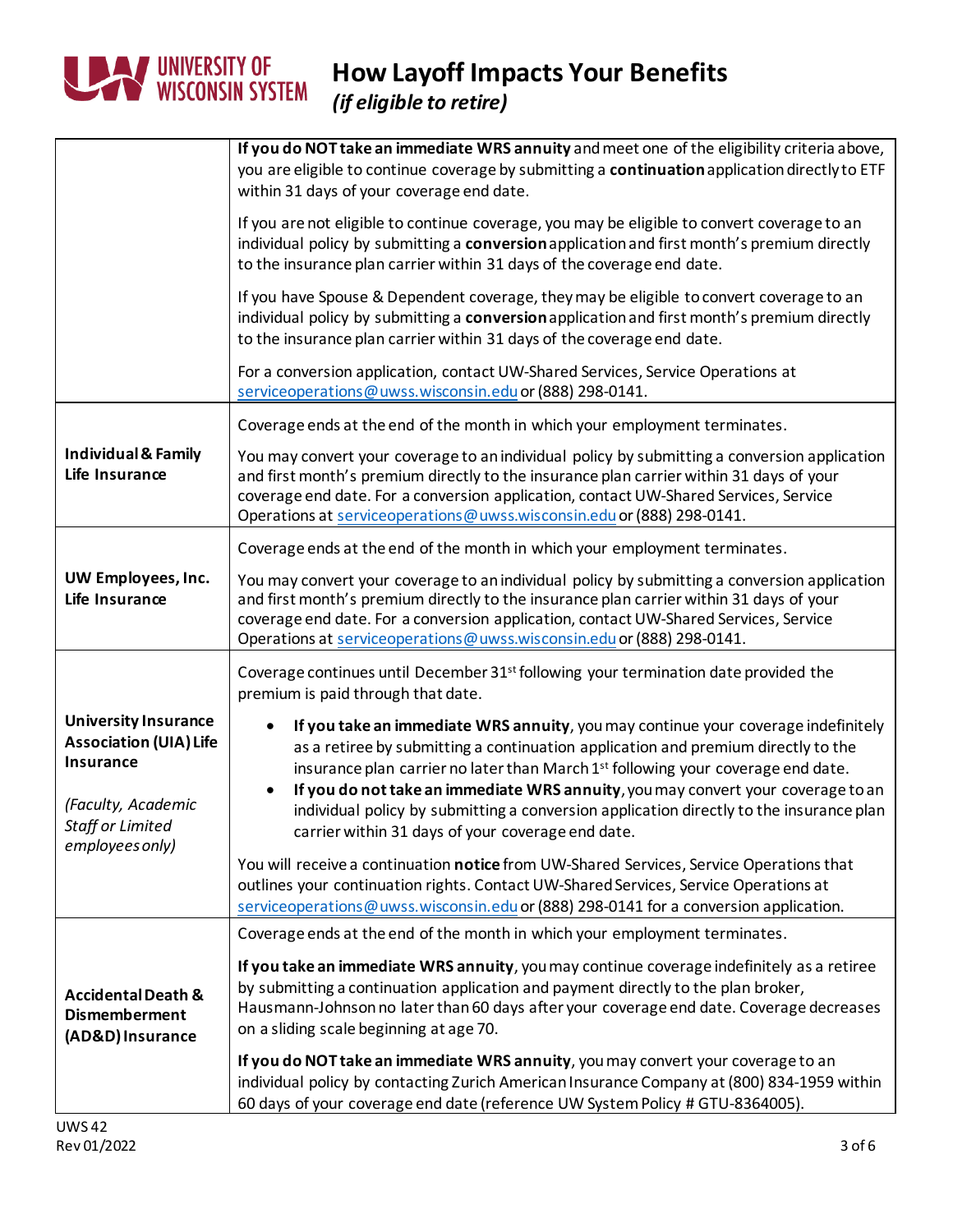| | |
|---|---|
| | **If you do NOT take an immediate WRS annuity** and meet one of the eligibility criteria above, you are eligible to continue coverage by submitting a **continuation** application directly to ETF within 31 days of your coverage end date.<br><br>If you are not eligible to continue coverage, you may be eligible to convert coverage to an individual policy by submitting a **conversion** application and first month's premium directly to the insurance plan carrier within 31 days of the coverage end date.<br><br>If you have Spouse & Dependent coverage, they may be eligible to convert coverage to an individual policy by submitting a **conversion** application and first month's premium directly to the insurance plan carrier within 31 days of the coverage end date.<br><br>For a conversion application, contact UW-Shared Services, Service Operations at serviceoperations@uwss.wisconsin.edu or (888) 298-0141. |
| **Individual & Family Life Insurance** | Coverage ends at the end of the month in which your employment terminates.<br><br>You may convert your coverage to an individual policy by submitting a conversion application and first month's premium directly to the insurance plan carrier within 31 days of your coverage end date. For a conversion application, contact UW-Shared Services, Service Operations at serviceoperations@uwss.wisconsin.edu or (888) 298-0141. |
| **UW Employees, Inc. Life Insurance** | Coverage ends at the end of the month in which your employment terminates.<br><br>You may convert your coverage to an individual policy by submitting a conversion application and first month's premium directly to the insurance plan carrier within 31 days of your coverage end date. For a conversion application, contact UW-Shared Services, Service Operations at serviceoperations@uwss.wisconsin.edu or (888) 298-0141. |
| **University Insurance Association (UIA) Life Insurance**<br><br>*(Faculty, Academic Staff or Limited employees only)* | Coverage continues until December 31st following your termination date provided the premium is paid through that date.<br><br>• **If you take an immediate WRS annuity**, you may continue your coverage indefinitely as a retiree by submitting a continuation application and premium directly to the insurance plan carrier no later than March 1st following your coverage end date.<br>• **If you do not take an immediate WRS annuity**, you may convert your coverage to an individual policy by submitting a conversion application directly to the insurance plan carrier within 31 days of your coverage end date.<br><br>You will receive a continuation **notice** from UW-Shared Services, Service Operations that outlines your continuation rights. Contact UW-Shared Services, Service Operations at serviceoperations@uwss.wisconsin.edu or (888) 298-0141 for a conversion application. |
| **Accidental Death & Dismemberment (AD&D) Insurance** | Coverage ends at the end of the month in which your employment terminates.<br><br>**If you take an immediate WRS annuity**, you may continue coverage indefinitely as a retiree by submitting a continuation application and payment directly to the plan broker, Hausmann-Johnson no later than 60 days after your coverage end date. Coverage decreases on a sliding scale beginning at age 70.<br><br>**If you do NOT take an immediate WRS annuity**, you may convert your coverage to an individual policy by contacting Zurich American Insurance Company at (800) 834-1959 within 60 days of your coverage end date (reference UW System Policy # GTU-8364005). |

UWS 42
Rev 01/2022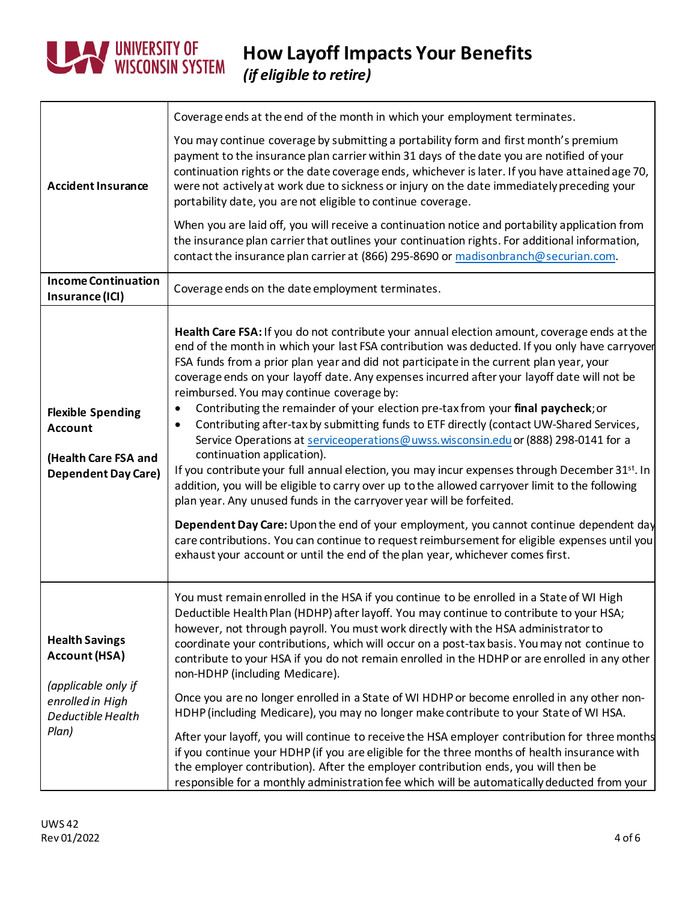# How Layoff Impacts Your Benefits

*(if eligible to retire)*

| | |
|---|---|
| **Accident Insurance** | Coverage ends at the end of the month in which your employment terminates.<br><br>You may continue coverage by submitting a portability form and first month's premium payment to the insurance plan carrier within 31 days of the date you are notified of your continuation rights or the date coverage ends, whichever is later. If you have attained age 70, were not actively at work due to sickness or injury on the date immediately preceding your portability date, you are not eligible to continue coverage.<br><br>When you are laid off, you will receive a continuation notice and portability application from the insurance plan carrier that outlines your continuation rights. For additional information, contact the insurance plan carrier at (866) 295-8690 or madisonbranch@securian.com. |
| **Income Continuation Insurance (ICI)** | Coverage ends on the date employment terminates. |
| **Flexible Spending Account**<br><br>**(Health Care FSA and Dependent Day Care)** | **Health Care FSA:** If you do not contribute your annual election amount, coverage ends at the end of the month in which your last FSA contribution was deducted. If you only have carryover FSA funds from a prior plan year and did not participate in the current plan year, your coverage ends on your layoff date. Any expenses incurred after your layoff date will not be reimbursed. You may continue coverage by:<br>• Contributing the remainder of your election pre-tax from your **final paycheck**; or<br>• Contributing after-tax by submitting funds to ETF directly (contact UW-Shared Services, Service Operations at serviceoperations@uwss.wisconsin.edu or (888) 298-0141 for a continuation application).<br>If you contribute your full annual election, you may incur expenses through December 31st. In addition, you will be eligible to carry over up to the allowed carryover limit to the following plan year. Any unused funds in the carryover year will be forfeited.<br><br>**Dependent Day Care:** Upon the end of your employment, you cannot continue dependent day care contributions. You can continue to request reimbursement for eligible expenses until you exhaust your account or until the end of the plan year, whichever comes first. |
| **Health Savings Account (HSA)**<br><br>*(applicable only if enrolled in High Deductible Health Plan)* | You must remain enrolled in the HSA if you continue to be enrolled in a State of WI High Deductible Health Plan (HDHP) after layoff. You may continue to contribute to your HSA; however, not through payroll. You must work directly with the HSA administrator to coordinate your contributions, which will occur on a post-tax basis. You may not continue to contribute to your HSA if you do not remain enrolled in the HDHP or are enrolled in any other non-HDHP (including Medicare).<br><br>Once you are no longer enrolled in a State of WI HDHP or become enrolled in any other non-HDHP (including Medicare), you may no longer make contribute to your State of WI HSA.<br><br>After your layoff, you will continue to receive the HSA employer contribution for three months if you continue your HDHP (if you are eligible for the three months of health insurance with the employer contribution). After the employer contribution ends, you will then be responsible for a monthly administration fee which will be automatically deducted from your |

UWS 42
Rev 01/2022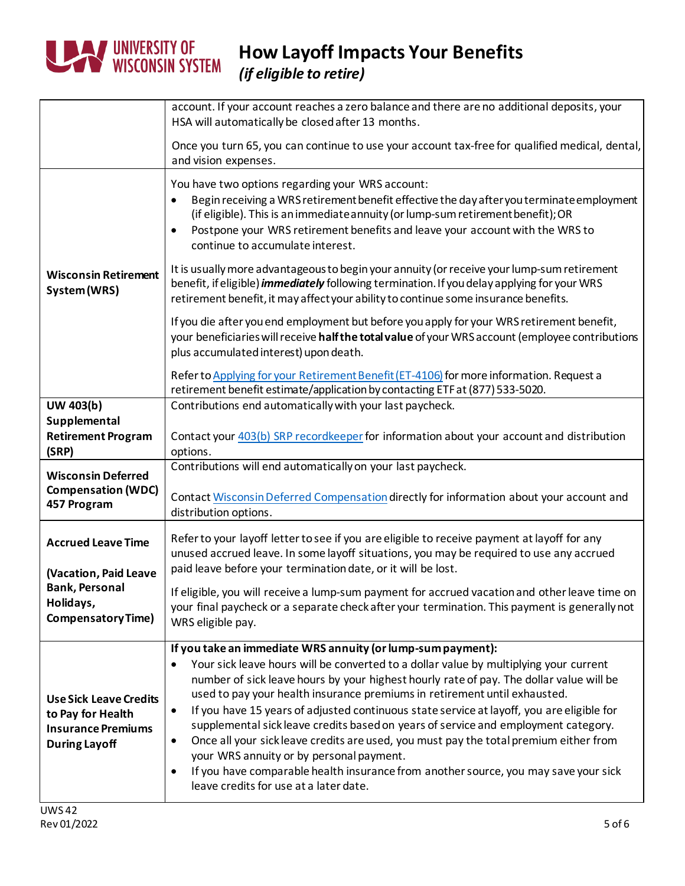| | |
|---|---|
| | account. If your account reaches a zero balance and there are no additional deposits, your HSA will automatically be closed after 13 months.<br><br>Once you turn 65, you can continue to use your account tax-free for qualified medical, dental, and vision expenses. |
| **Wisconsin Retirement System (WRS)** | You have two options regarding your WRS account:<br>• Begin receiving a WRS retirement benefit effective the day after you terminate employment (if eligible). This is an immediate annuity (or lump-sum retirement benefit); OR<br>• Postpone your WRS retirement benefits and leave your account with the WRS to continue to accumulate interest.<br><br>It is usually more advantageous to begin your annuity (or receive your lump-sum retirement benefit, if eligible) ***immediately*** following termination. If you delay applying for your WRS retirement benefit, it may affect your ability to continue some insurance benefits.<br><br>If you die after you end employment but before you apply for your WRS retirement benefit, your beneficiaries will receive **half the total value** of your WRS account (employee contributions plus accumulated interest) upon death.<br><br>Refer to Applying for your Retirement Benefit (ET-4106) for more information. Request a retirement benefit estimate/application by contacting ETF at (877) 533-5020. |
| **UW 403(b) Supplemental Retirement Program (SRP)** | Contributions end automatically with your last paycheck.<br><br>Contact your 403(b) SRP recordkeeper for information about your account and distribution options. |
| **Wisconsin Deferred Compensation (WDC) 457 Program** | Contributions will end automatically on your last paycheck.<br><br>Contact Wisconsin Deferred Compensation directly for information about your account and distribution options. |
| **Accrued Leave Time**<br><br>**(Vacation, Paid Leave Bank, Personal Holidays, Compensatory Time)** | Refer to your layoff letter to see if you are eligible to receive payment at layoff for any unused accrued leave. In some layoff situations, you may be required to use any accrued paid leave before your termination date, or it will be lost.<br><br>If eligible, you will receive a lump-sum payment for accrued vacation and other leave time on your final paycheck or a separate check after your termination. This payment is generally not WRS eligible pay. |
| **Use Sick Leave Credits to Pay for Health Insurance Premiums During Layoff** | **If you take an immediate WRS annuity (or lump-sum payment):**<br>• Your sick leave hours will be converted to a dollar value by multiplying your current number of sick leave hours by your highest hourly rate of pay. The dollar value will be used to pay your health insurance premiums in retirement until exhausted.<br>• If you have 15 years of adjusted continuous state service at layoff, you are eligible for supplemental sick leave credits based on years of service and employment category.<br>• Once all your sick leave credits are used, you must pay the total premium either from your WRS annuity or by personal payment.<br>• If you have comparable health insurance from another source, you may save your sick leave credits for use at a later date. |

UWS 42
Rev 01/2022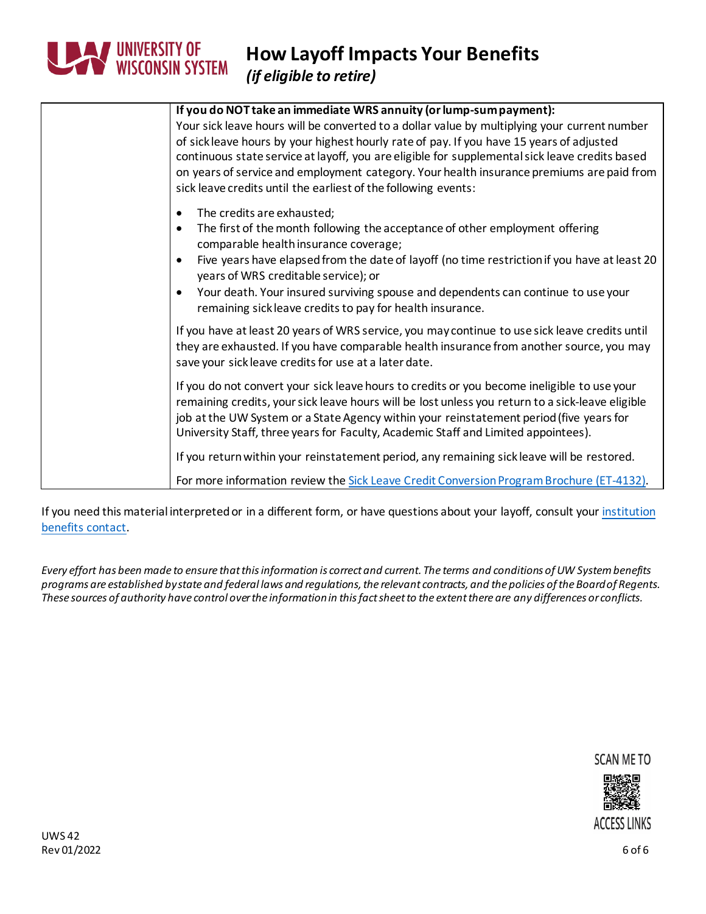# How Layoff Impacts Your Benefits

*(if eligible to retire)*

| | |
|---|---|
| | **If you do NOT take an immediate WRS annuity (or lump-sum payment):**<br>Your sick leave hours will be converted to a dollar value by multiplying your current number of sick leave hours by your highest hourly rate of pay. If you have 15 years of adjusted continuous state service at layoff, you are eligible for supplemental sick leave credits based on years of service and employment category. Your health insurance premiums are paid from sick leave credits until the earliest of the following events:<br>• The credits are exhausted;<br>• The first of the month following the acceptance of other employment offering comparable health insurance coverage;<br>• Five years have elapsed from the date of layoff (no time restriction if you have at least 20 years of WRS creditable service); or<br>• Your death. Your insured surviving spouse and dependents can continue to use your remaining sick leave credits to pay for health insurance.<br><br>If you have at least 20 years of WRS service, you may continue to use sick leave credits until they are exhausted. If you have comparable health insurance from another source, you may save your sick leave credits for use at a later date.<br><br>If you do not convert your sick leave hours to credits or you become ineligible to use your remaining credits, your sick leave hours will be lost unless you return to a sick-leave eligible job at the UW System or a State Agency within your reinstatement period (five years for University Staff, three years for Faculty, Academic Staff and Limited appointees).<br><br>If you return within your reinstatement period, any remaining sick leave will be restored.<br><br>For more information review the Sick Leave Credit Conversion Program Brochure (ET-4132). |

If you need this material interpreted or in a different form, or have questions about your layoff, consult your institution benefits contact.

*Every effort has been made to ensure that this information is correct and current. The terms and conditions of UW System benefits programs are established by state and federal laws and regulations, the relevant contracts, and the policies of the Board of Regents. These sources of authority have control over the information in this fact sheet to the extent there are any differences or conflicts.*

SCAN ME TO ACCESS LINKS

UWS 42
Rev 01/2022